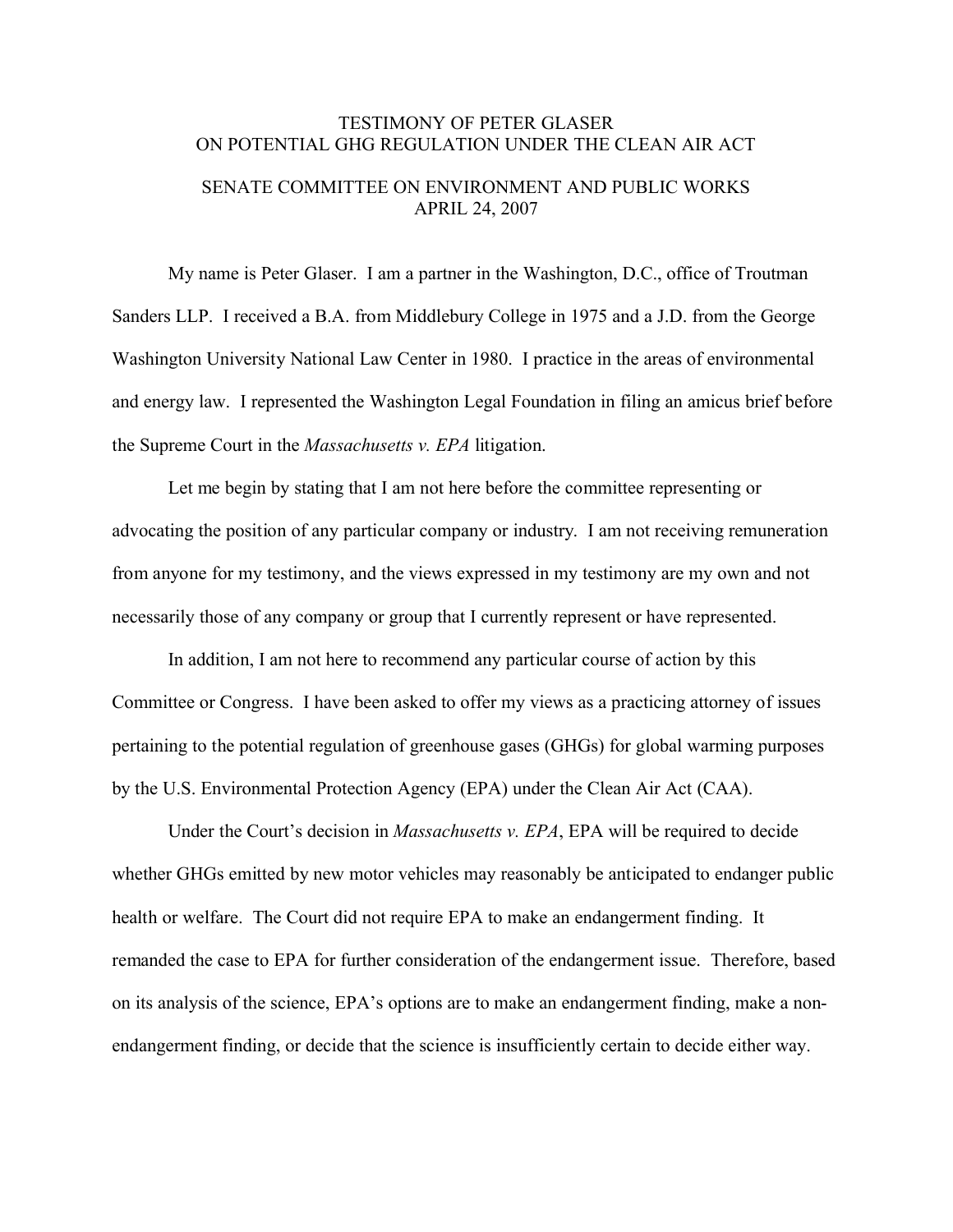# TESTIMONY OF PETER GLASER
# ON POTENTIAL GHG REGULATION UNDER THE CLEAN AIR ACT

## SENATE COMMITTEE ON ENVIRONMENT AND PUBLIC WORKS
## APRIL 24, 2007

My name is Peter Glaser. I am a partner in the Washington, D.C., office of Troutman Sanders LLP. I received a B.A. from Middlebury College in 1975 and a J.D. from the George Washington University National Law Center in 1980. I practice in the areas of environmental and energy law. I represented the Washington Legal Foundation in filing an amicus brief before the Supreme Court in the *Massachusetts v. EPA* litigation.

Let me begin by stating that I am not here before the committee representing or advocating the position of any particular company or industry. I am not receiving remuneration from anyone for my testimony, and the views expressed in my testimony are my own and not necessarily those of any company or group that I currently represent or have represented.

In addition, I am not here to recommend any particular course of action by this Committee or Congress. I have been asked to offer my views as a practicing attorney of issues pertaining to the potential regulation of greenhouse gases (GHGs) for global warming purposes by the U.S. Environmental Protection Agency (EPA) under the Clean Air Act (CAA).

Under the Court's decision in *Massachusetts v. EPA*, EPA will be required to decide whether GHGs emitted by new motor vehicles may reasonably be anticipated to endanger public health or welfare. The Court did not require EPA to make an endangerment finding. It remanded the case to EPA for further consideration of the endangerment issue. Therefore, based on its analysis of the science, EPA's options are to make an endangerment finding, make a non-endangerment finding, or decide that the science is insufficiently certain to decide either way.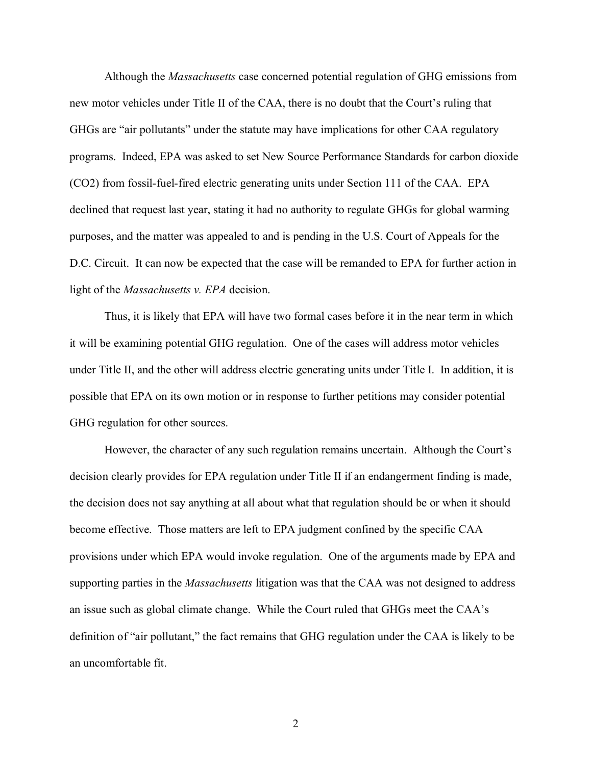Although the *Massachusetts* case concerned potential regulation of GHG emissions from new motor vehicles under Title II of the CAA, there is no doubt that the Court's ruling that GHGs are "air pollutants" under the statute may have implications for other CAA regulatory programs. Indeed, EPA was asked to set New Source Performance Standards for carbon dioxide ($CO_2$) from fossil-fuel-fired electric generating units under Section 111 of the CAA. EPA declined that request last year, stating it had no authority to regulate GHGs for global warming purposes, and the matter was appealed to and is pending in the U.S. Court of Appeals for the D.C. Circuit. It can now be expected that the case will be remanded to EPA for further action in light of the *Massachusetts v. EPA* decision.

Thus, it is likely that EPA will have two formal cases before it in the near term in which it will be examining potential GHG regulation. One of the cases will address motor vehicles under Title II, and the other will address electric generating units under Title I. In addition, it is possible that EPA on its own motion or in response to further petitions may consider potential GHG regulation for other sources.

However, the character of any such regulation remains uncertain. Although the Court's decision clearly provides for EPA regulation under Title II if an endangerment finding is made, the decision does not say anything at all about what that regulation should be or when it should become effective. Those matters are left to EPA judgment confined by the specific CAA provisions under which EPA would invoke regulation. One of the arguments made by EPA and supporting parties in the *Massachusetts* litigation was that the CAA was not designed to address an issue such as global climate change. While the Court ruled that GHGs meet the CAA's definition of "air pollutant," the fact remains that GHG regulation under the CAA is likely to be an uncomfortable fit.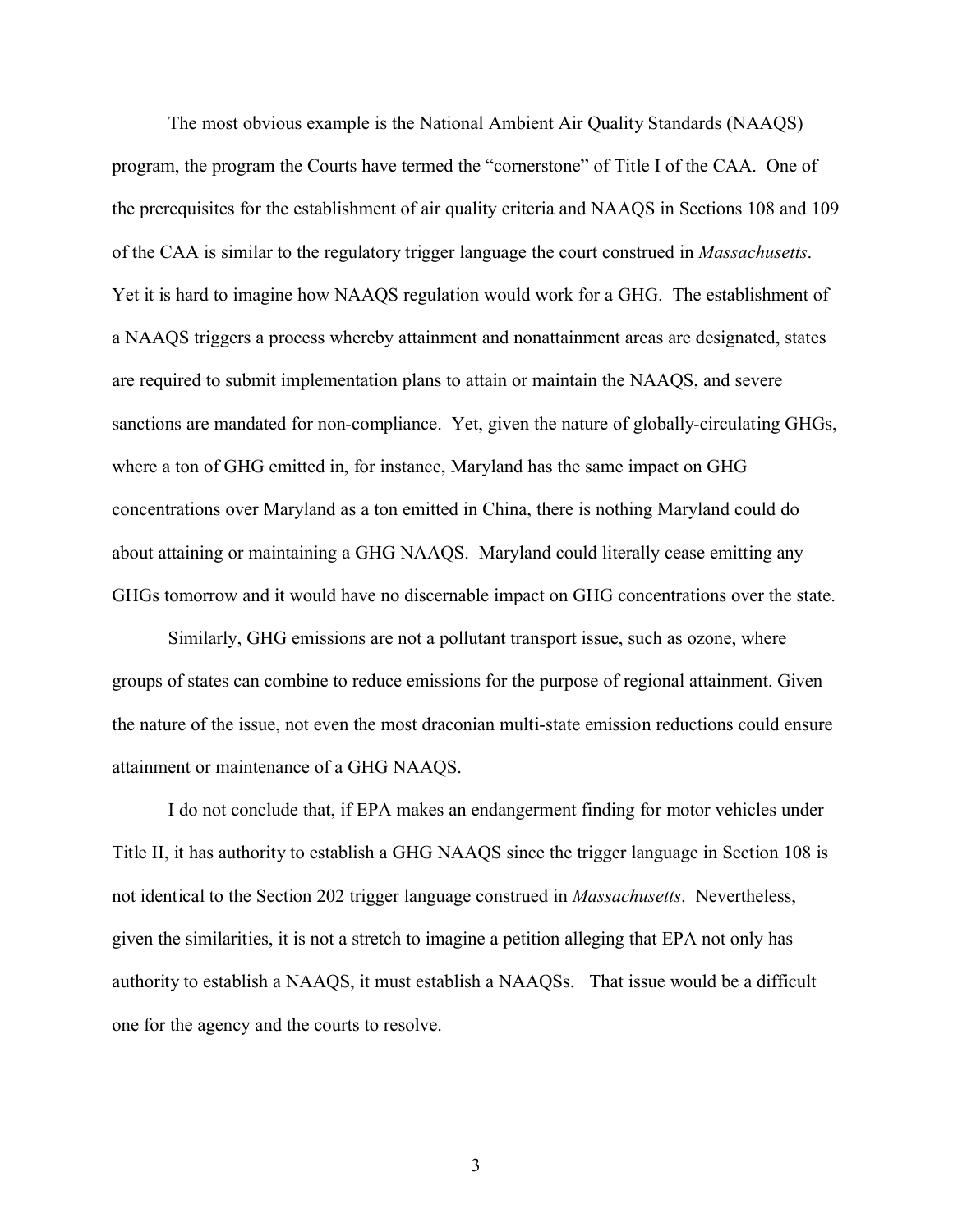The most obvious example is the National Ambient Air Quality Standards (NAAQS) program, the program the Courts have termed the "cornerstone" of Title I of the CAA. One of the prerequisites for the establishment of air quality criteria and NAAQS in Sections 108 and 109 of the CAA is similar to the regulatory trigger language the court construed in *Massachusetts*. Yet it is hard to imagine how NAAQS regulation would work for a GHG. The establishment of a NAAQS triggers a process whereby attainment and nonattainment areas are designated, states are required to submit implementation plans to attain or maintain the NAAQS, and severe sanctions are mandated for non-compliance. Yet, given the nature of globally-circulating GHGs, where a ton of GHG emitted in, for instance, Maryland has the same impact on GHG concentrations over Maryland as a ton emitted in China, there is nothing Maryland could do about attaining or maintaining a GHG NAAQS. Maryland could literally cease emitting any GHGs tomorrow and it would have no discernable impact on GHG concentrations over the state.

Similarly, GHG emissions are not a pollutant transport issue, such as ozone, where groups of states can combine to reduce emissions for the purpose of regional attainment. Given the nature of the issue, not even the most draconian multi-state emission reductions could ensure attainment or maintenance of a GHG NAAQS.

I do not conclude that, if EPA makes an endangerment finding for motor vehicles under Title II, it has authority to establish a GHG NAAQS since the trigger language in Section 108 is not identical to the Section 202 trigger language construed in *Massachusetts*. Nevertheless, given the similarities, it is not a stretch to imagine a petition alleging that EPA not only has authority to establish a NAAQS, it must establish a NAAQSs. That issue would be a difficult one for the agency and the courts to resolve.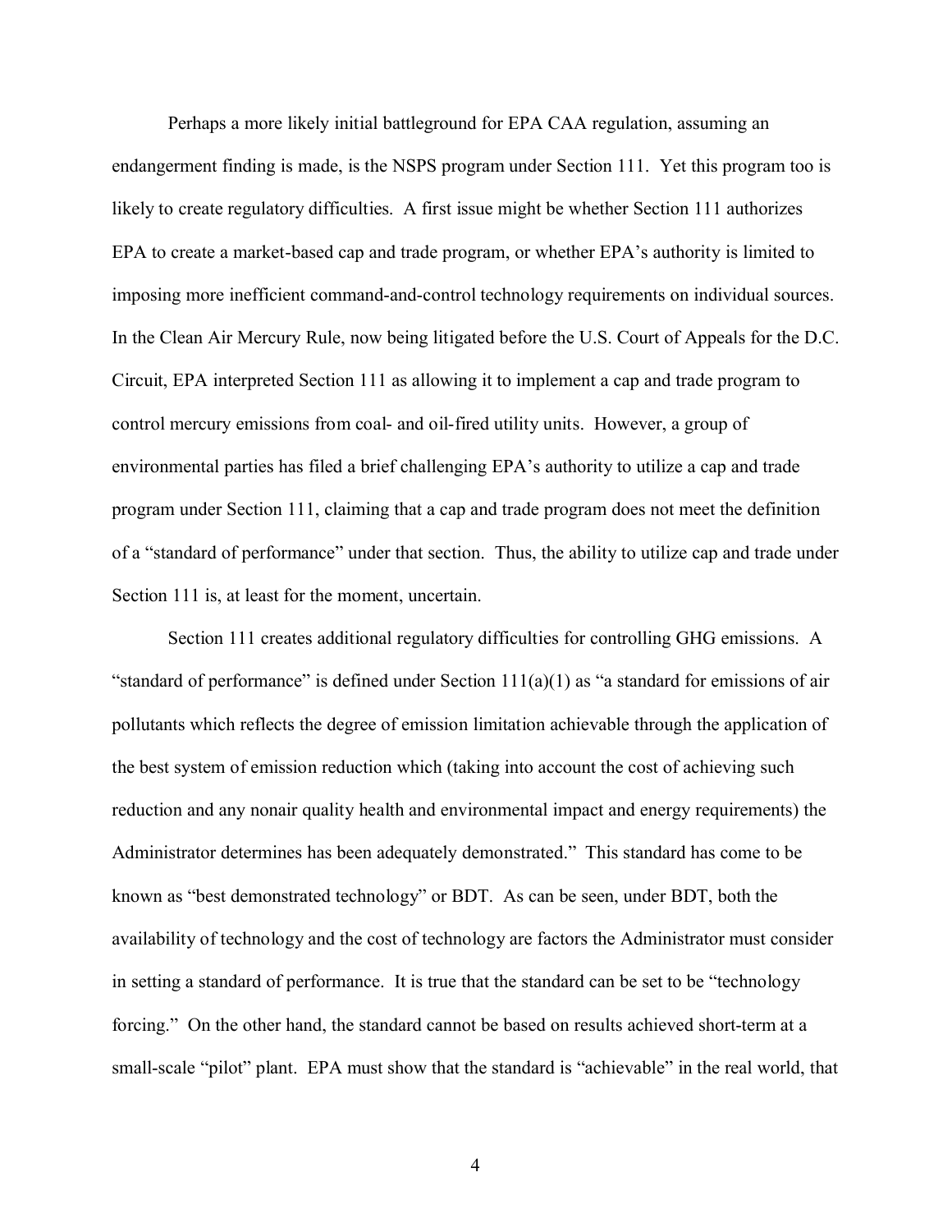Perhaps a more likely initial battleground for EPA CAA regulation, assuming an endangerment finding is made, is the NSPS program under Section 111. Yet this program too is likely to create regulatory difficulties. A first issue might be whether Section 111 authorizes EPA to create a market-based cap and trade program, or whether EPA's authority is limited to imposing more inefficient command-and-control technology requirements on individual sources. In the Clean Air Mercury Rule, now being litigated before the U.S. Court of Appeals for the D.C. Circuit, EPA interpreted Section 111 as allowing it to implement a cap and trade program to control mercury emissions from coal- and oil-fired utility units. However, a group of environmental parties has filed a brief challenging EPA's authority to utilize a cap and trade program under Section 111, claiming that a cap and trade program does not meet the definition of a "standard of performance" under that section. Thus, the ability to utilize cap and trade under Section 111 is, at least for the moment, uncertain.

Section 111 creates additional regulatory difficulties for controlling GHG emissions. A "standard of performance" is defined under Section 111(a)(1) as "a standard for emissions of air pollutants which reflects the degree of emission limitation achievable through the application of the best system of emission reduction which (taking into account the cost of achieving such reduction and any nonair quality health and environmental impact and energy requirements) the Administrator determines has been adequately demonstrated." This standard has come to be known as "best demonstrated technology" or BDT. As can be seen, under BDT, both the availability of technology and the cost of technology are factors the Administrator must consider in setting a standard of performance. It is true that the standard can be set to be "technology forcing." On the other hand, the standard cannot be based on results achieved short-term at a small-scale "pilot" plant. EPA must show that the standard is "achievable" in the real world, that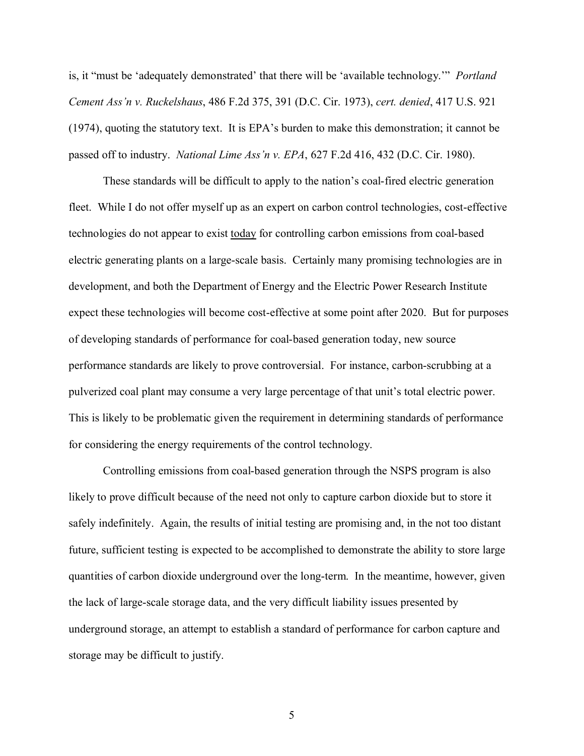is, it "must be 'adequately demonstrated' that there will be 'available technology.'" *Portland Cement Ass'n v. Ruckelshaus*, 486 F.2d 375, 391 (D.C. Cir. 1973), *cert. denied*, 417 U.S. 921 (1974), quoting the statutory text. It is EPA's burden to make this demonstration; it cannot be passed off to industry. *National Lime Ass'n v. EPA*, 627 F.2d 416, 432 (D.C. Cir. 1980).

These standards will be difficult to apply to the nation's coal-fired electric generation fleet. While I do not offer myself up as an expert on carbon control technologies, cost-effective technologies do not appear to exist <u>today</u> for controlling carbon emissions from coal-based electric generating plants on a large-scale basis. Certainly many promising technologies are in development, and both the Department of Energy and the Electric Power Research Institute expect these technologies will become cost-effective at some point after 2020. But for purposes of developing standards of performance for coal-based generation today, new source performance standards are likely to prove controversial. For instance, carbon-scrubbing at a pulverized coal plant may consume a very large percentage of that unit's total electric power. This is likely to be problematic given the requirement in determining standards of performance for considering the energy requirements of the control technology.

Controlling emissions from coal-based generation through the NSPS program is also likely to prove difficult because of the need not only to capture carbon dioxide but to store it safely indefinitely. Again, the results of initial testing are promising and, in the not too distant future, sufficient testing is expected to be accomplished to demonstrate the ability to store large quantities of carbon dioxide underground over the long-term. In the meantime, however, given the lack of large-scale storage data, and the very difficult liability issues presented by underground storage, an attempt to establish a standard of performance for carbon capture and storage may be difficult to justify.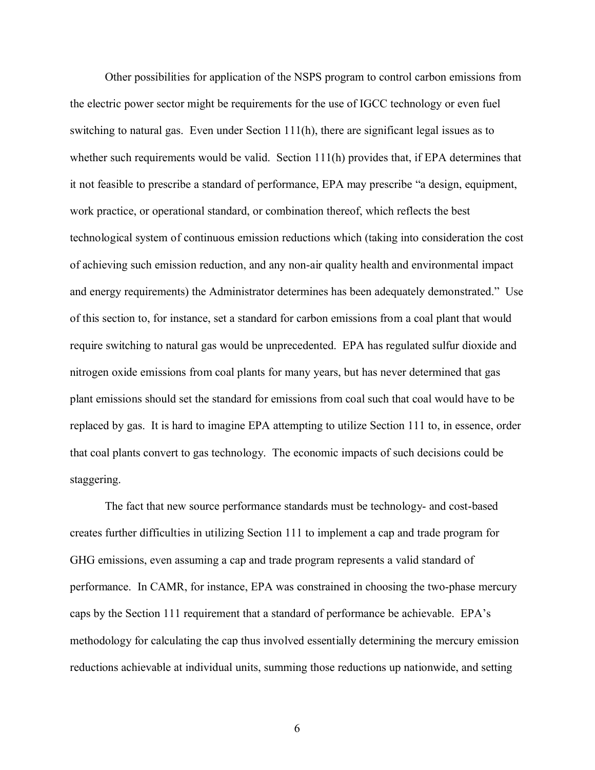Other possibilities for application of the NSPS program to control carbon emissions from the electric power sector might be requirements for the use of IGCC technology or even fuel switching to natural gas. Even under Section 111(h), there are significant legal issues as to whether such requirements would be valid. Section 111(h) provides that, if EPA determines that it not feasible to prescribe a standard of performance, EPA may prescribe "a design, equipment, work practice, or operational standard, or combination thereof, which reflects the best technological system of continuous emission reductions which (taking into consideration the cost of achieving such emission reduction, and any non-air quality health and environmental impact and energy requirements) the Administrator determines has been adequately demonstrated." Use of this section to, for instance, set a standard for carbon emissions from a coal plant that would require switching to natural gas would be unprecedented. EPA has regulated sulfur dioxide and nitrogen oxide emissions from coal plants for many years, but has never determined that gas plant emissions should set the standard for emissions from coal such that coal would have to be replaced by gas. It is hard to imagine EPA attempting to utilize Section 111 to, in essence, order that coal plants convert to gas technology. The economic impacts of such decisions could be staggering.

The fact that new source performance standards must be technology- and cost-based creates further difficulties in utilizing Section 111 to implement a cap and trade program for GHG emissions, even assuming a cap and trade program represents a valid standard of performance. In CAMR, for instance, EPA was constrained in choosing the two-phase mercury caps by the Section 111 requirement that a standard of performance be achievable. EPA's methodology for calculating the cap thus involved essentially determining the mercury emission reductions achievable at individual units, summing those reductions up nationwide, and setting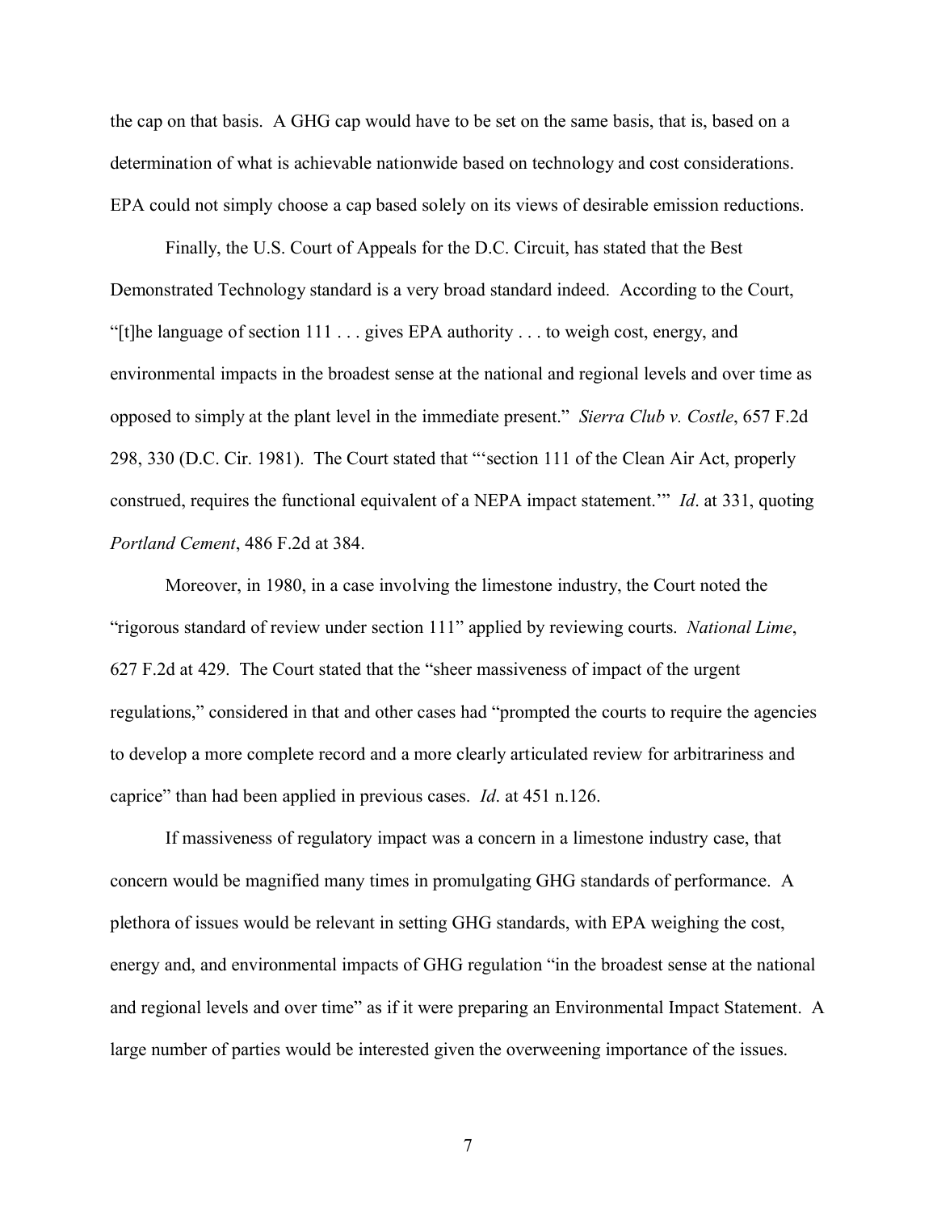the cap on that basis. A GHG cap would have to be set on the same basis, that is, based on a determination of what is achievable nationwide based on technology and cost considerations. EPA could not simply choose a cap based solely on its views of desirable emission reductions.

Finally, the U.S. Court of Appeals for the D.C. Circuit, has stated that the Best Demonstrated Technology standard is a very broad standard indeed. According to the Court, "[t]he language of section 111 . . . gives EPA authority . . . to weigh cost, energy, and environmental impacts in the broadest sense at the national and regional levels and over time as opposed to simply at the plant level in the immediate present." *Sierra Club v. Costle*, 657 F.2d 298, 330 (D.C. Cir. 1981). The Court stated that "'section 111 of the Clean Air Act, properly construed, requires the functional equivalent of a NEPA impact statement.'" *Id*. at 331, quoting *Portland Cement*, 486 F.2d at 384.

Moreover, in 1980, in a case involving the limestone industry, the Court noted the "rigorous standard of review under section 111" applied by reviewing courts. *National Lime*, 627 F.2d at 429. The Court stated that the "sheer massiveness of impact of the urgent regulations," considered in that and other cases had "prompted the courts to require the agencies to develop a more complete record and a more clearly articulated review for arbitrariness and caprice" than had been applied in previous cases. *Id*. at 451 n.126.

If massiveness of regulatory impact was a concern in a limestone industry case, that concern would be magnified many times in promulgating GHG standards of performance. A plethora of issues would be relevant in setting GHG standards, with EPA weighing the cost, energy and, and environmental impacts of GHG regulation "in the broadest sense at the national and regional levels and over time" as if it were preparing an Environmental Impact Statement. A large number of parties would be interested given the overweening importance of the issues.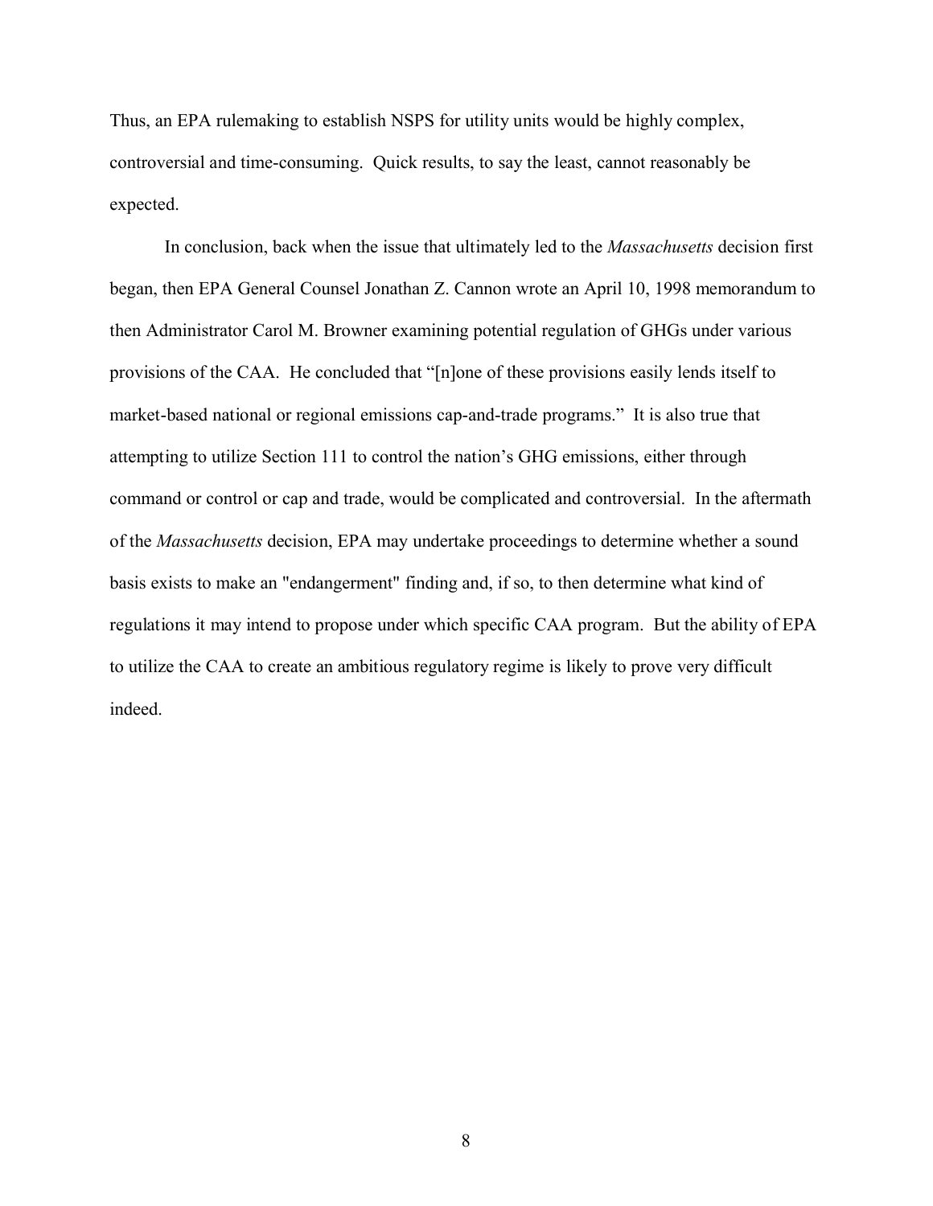Thus, an EPA rulemaking to establish NSPS for utility units would be highly complex, controversial and time-consuming. Quick results, to say the least, cannot reasonably be expected.

In conclusion, back when the issue that ultimately led to the *Massachusetts* decision first began, then EPA General Counsel Jonathan Z. Cannon wrote an April 10, 1998 memorandum to then Administrator Carol M. Browner examining potential regulation of GHGs under various provisions of the CAA. He concluded that "[n]one of these provisions easily lends itself to market-based national or regional emissions cap-and-trade programs." It is also true that attempting to utilize Section 111 to control the nation's GHG emissions, either through command or control or cap and trade, would be complicated and controversial. In the aftermath of the *Massachusetts* decision, EPA may undertake proceedings to determine whether a sound basis exists to make an "endangerment" finding and, if so, to then determine what kind of regulations it may intend to propose under which specific CAA program. But the ability of EPA to utilize the CAA to create an ambitious regulatory regime is likely to prove very difficult indeed.